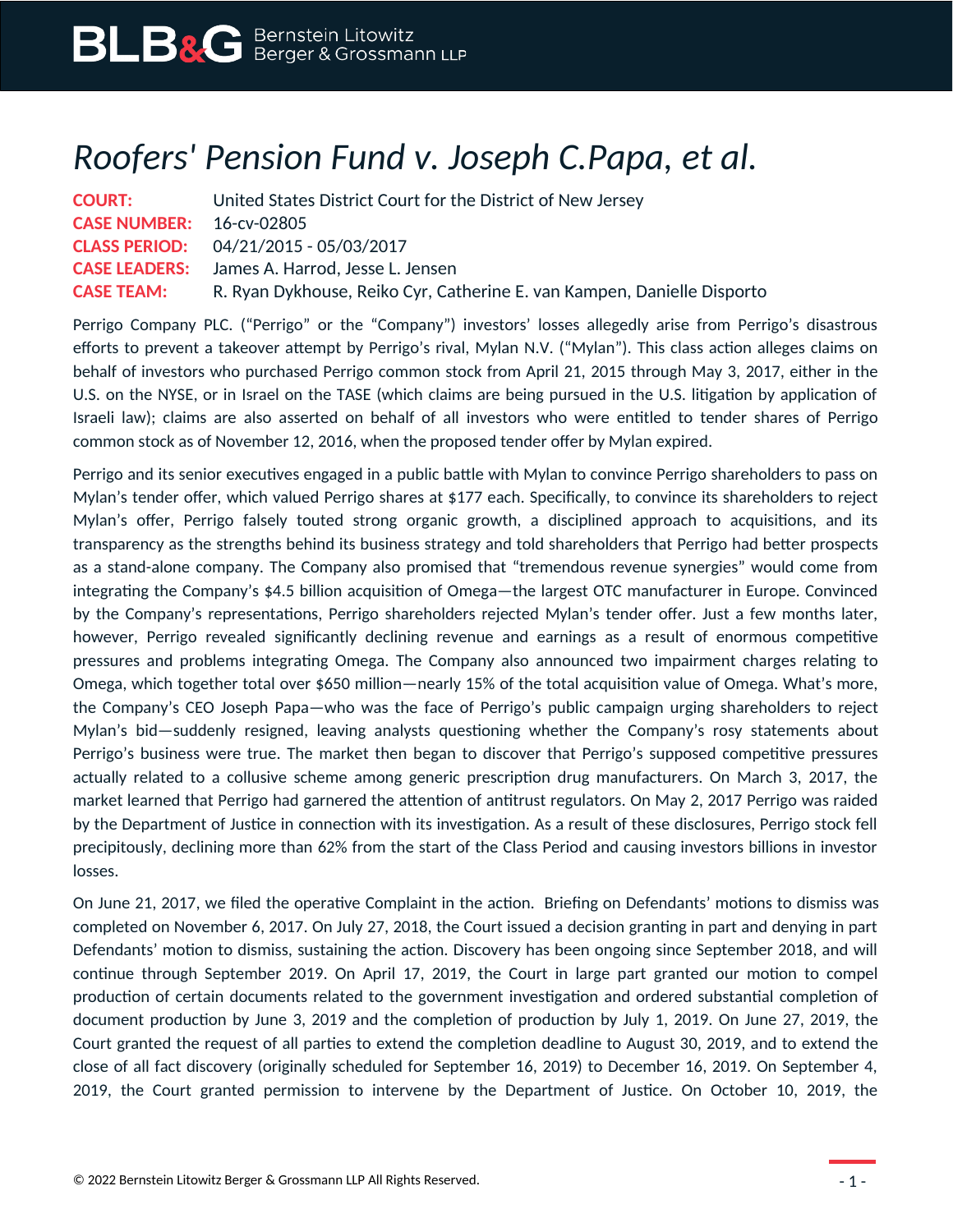# *Roofers' Pension Fund v. Joseph C.Papa, et al.*

**COURT:** United States District Court for the District of New Jersey
**CASE NUMBER:** 16-cv-02805
**CLASS PERIOD:** 04/21/2015 - 05/03/2017
**CASE LEADERS:** James A. Harrod, Jesse L. Jensen
**CASE TEAM:** R. Ryan Dykhouse, Reiko Cyr, Catherine E. van Kampen, Danielle Disporto

Perrigo Company PLC. ("Perrigo" or the "Company") investors' losses allegedly arise from Perrigo's disastrous efforts to prevent a takeover attempt by Perrigo's rival, Mylan N.V. ("Mylan"). This class action alleges claims on behalf of investors who purchased Perrigo common stock from April 21, 2015 through May 3, 2017, either in the U.S. on the NYSE, or in Israel on the TASE (which claims are being pursued in the U.S. litigation by application of Israeli law); claims are also asserted on behalf of all investors who were entitled to tender shares of Perrigo common stock as of November 12, 2016, when the proposed tender offer by Mylan expired.

Perrigo and its senior executives engaged in a public battle with Mylan to convince Perrigo shareholders to pass on Mylan's tender offer, which valued Perrigo shares at $177 each. Specifically, to convince its shareholders to reject Mylan's offer, Perrigo falsely touted strong organic growth, a disciplined approach to acquisitions, and its transparency as the strengths behind its business strategy and told shareholders that Perrigo had better prospects as a stand-alone company. The Company also promised that "tremendous revenue synergies" would come from integrating the Company's $4.5 billion acquisition of Omega—the largest OTC manufacturer in Europe. Convinced by the Company's representations, Perrigo shareholders rejected Mylan's tender offer. Just a few months later, however, Perrigo revealed significantly declining revenue and earnings as a result of enormous competitive pressures and problems integrating Omega. The Company also announced two impairment charges relating to Omega, which together total over $650 million—nearly 15% of the total acquisition value of Omega. What's more, the Company's CEO Joseph Papa—who was the face of Perrigo's public campaign urging shareholders to reject Mylan's bid—suddenly resigned, leaving analysts questioning whether the Company's rosy statements about Perrigo's business were true. The market then began to discover that Perrigo's supposed competitive pressures actually related to a collusive scheme among generic prescription drug manufacturers. On March 3, 2017, the market learned that Perrigo had garnered the attention of antitrust regulators. On May 2, 2017 Perrigo was raided by the Department of Justice in connection with its investigation. As a result of these disclosures, Perrigo stock fell precipitously, declining more than 62% from the start of the Class Period and causing investors billions in investor losses.

On June 21, 2017, we filed the operative Complaint in the action. Briefing on Defendants' motions to dismiss was completed on November 6, 2017. On July 27, 2018, the Court issued a decision granting in part and denying in part Defendants' motion to dismiss, sustaining the action. Discovery has been ongoing since September 2018, and will continue through September 2019. On April 17, 2019, the Court in large part granted our motion to compel production of certain documents related to the government investigation and ordered substantial completion of document production by June 3, 2019 and the completion of production by July 1, 2019. On June 27, 2019, the Court granted the request of all parties to extend the completion deadline to August 30, 2019, and to extend the close of all fact discovery (originally scheduled for September 16, 2019) to December 16, 2019. On September 4, 2019, the Court granted permission to intervene by the Department of Justice. On October 10, 2019, the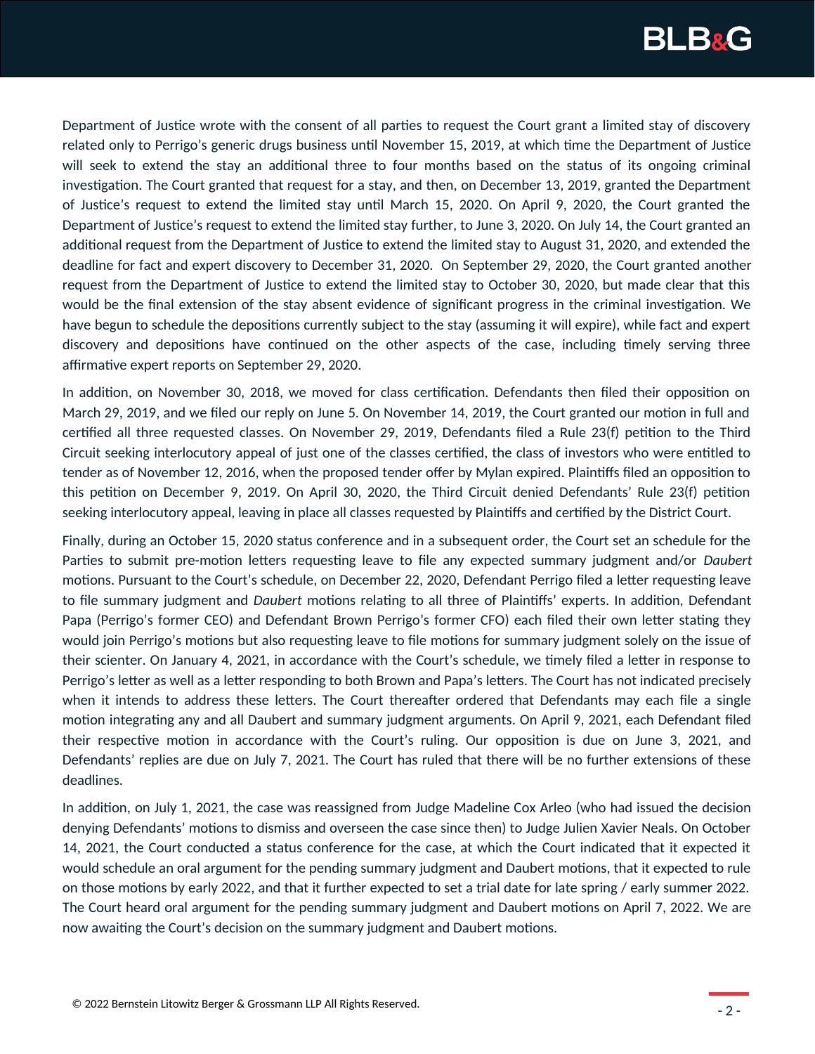Department of Justice wrote with the consent of all parties to request the Court grant a limited stay of discovery related only to Perrigo's generic drugs business until November 15, 2019, at which time the Department of Justice will seek to extend the stay an additional three to four months based on the status of its ongoing criminal investigation. The Court granted that request for a stay, and then, on December 13, 2019, granted the Department of Justice's request to extend the limited stay until March 15, 2020. On April 9, 2020, the Court granted the Department of Justice's request to extend the limited stay further, to June 3, 2020. On July 14, the Court granted an additional request from the Department of Justice to extend the limited stay to August 31, 2020, and extended the deadline for fact and expert discovery to December 31, 2020. On September 29, 2020, the Court granted another request from the Department of Justice to extend the limited stay to October 30, 2020, but made clear that this would be the final extension of the stay absent evidence of significant progress in the criminal investigation. We have begun to schedule the depositions currently subject to the stay (assuming it will expire), while fact and expert discovery and depositions have continued on the other aspects of the case, including timely serving three affirmative expert reports on September 29, 2020.

In addition, on November 30, 2018, we moved for class certification. Defendants then filed their opposition on March 29, 2019, and we filed our reply on June 5. On November 14, 2019, the Court granted our motion in full and certified all three requested classes. On November 29, 2019, Defendants filed a Rule 23(f) petition to the Third Circuit seeking interlocutory appeal of just one of the classes certified, the class of investors who were entitled to tender as of November 12, 2016, when the proposed tender offer by Mylan expired. Plaintiffs filed an opposition to this petition on December 9, 2019. On April 30, 2020, the Third Circuit denied Defendants' Rule 23(f) petition seeking interlocutory appeal, leaving in place all classes requested by Plaintiffs and certified by the District Court.

Finally, during an October 15, 2020 status conference and in a subsequent order, the Court set a schedule for the Parties to submit pre-motion letters requesting leave to file any expected summary judgment and/or *Daubert* motions. Pursuant to the Court's schedule, on December 22, 2020, Defendant Perrigo filed a letter requesting leave to file summary judgment and *Daubert* motions relating to all three of Plaintiffs' experts. In addition, Defendant Papa (Perrigo's former CEO) and Defendant Brown Perrigo's former CFO) each filed their own letter stating they would join Perrigo's motions but also requesting leave to file motions for summary judgment solely on the issue of their scienter. On January 4, 2021, in accordance with the Court's schedule, we timely filed a letter in response to Perrigo's letter as well as a letter responding to both Brown and Papa's letters. The Court has not indicated precisely when it intends to address these letters. The Court thereafter ordered that Defendants may each file a single motion integrating any and all Daubert and summary judgment arguments. On April 9, 2021, each Defendant filed their respective motion in accordance with the Court's ruling. Our opposition is due on June 3, 2021, and Defendants' replies are due on July 7, 2021. The Court has ruled that there will be no further extensions of these deadlines.

In addition, on July 1, 2021, the case was reassigned from Judge Madeline Cox Arleo (who had issued the decision denying Defendants' motions to dismiss and overseen the case since then) to Judge Julien Xavier Neals. On October 14, 2021, the Court conducted a status conference for the case, at which the Court indicated that it expected it would schedule an oral argument for the pending summary judgment and Daubert motions, that it expected to rule on those motions by early 2022, and that it further expected to set a trial date for late spring / early summer 2022. The Court heard oral argument for the pending summary judgment and Daubert motions on April 7, 2022. We are now awaiting the Court's decision on the summary judgment and Daubert motions.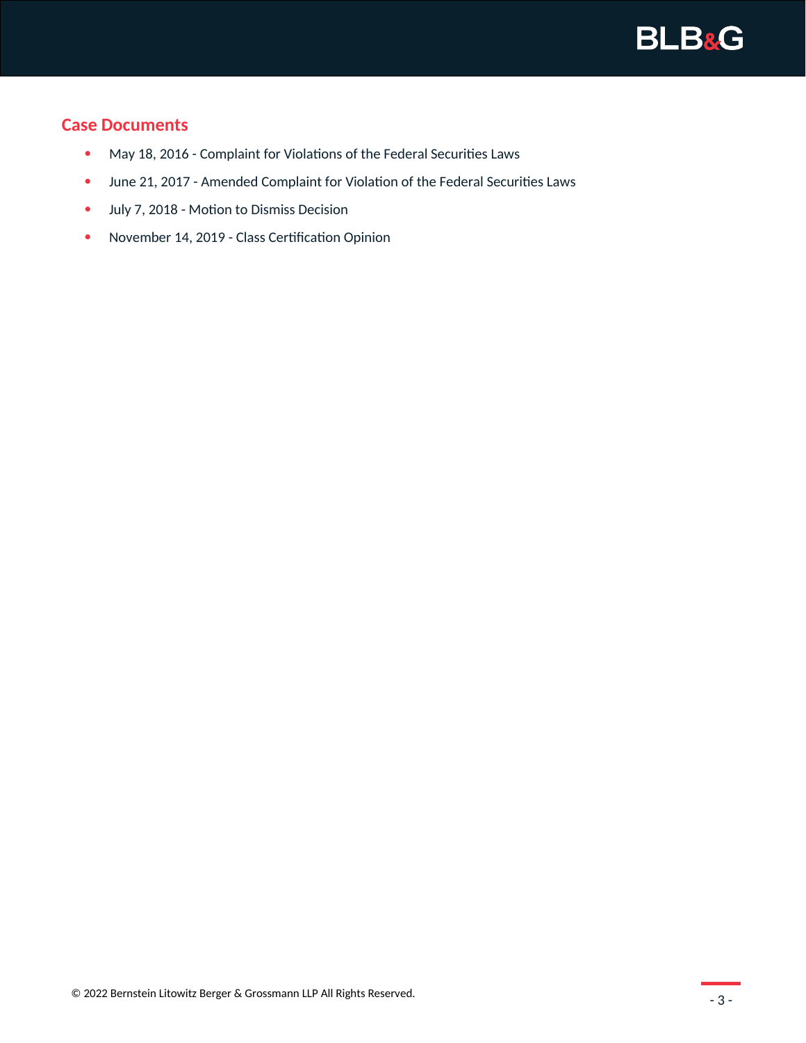## Case Documents

- May 18, 2016 - Complaint for Violations of the Federal Securities Laws
- June 21, 2017 - Amended Complaint for Violation of the Federal Securities Laws
- July 7, 2018 - Motion to Dismiss Decision
- November 14, 2019 - Class Certification Opinion